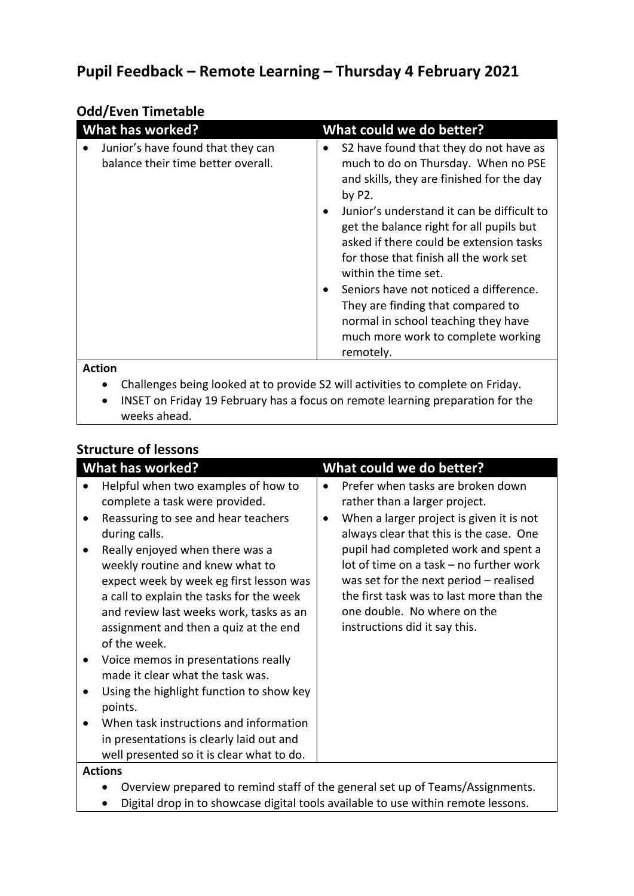# Pupil Feedback – Remote Learning – Thursday 4 February 2021

## Odd/Even Timetable

| What has worked? | What could we do better? |
|---|---|
| • Junior's have found that they can balance their time better overall. | • S2 have found that they do not have as much to do on Thursday. When no PSE and skills, they are finished for the day by P2.<br>• Junior's understand it can be difficult to get the balance right for all pupils but asked if there could be extension tasks for those that finish all the work set within the time set.<br>• Seniors have not noticed a difference. They are finding that compared to normal in school teaching they have much more work to complete working remotely. |

**Action**

- Challenges being looked at to provide S2 will activities to complete on Friday.
- INSET on Friday 19 February has a focus on remote learning preparation for the weeks ahead.

## Structure of lessons

| What has worked? | What could we do better? |
|---|---|
| • Helpful when two examples of how to complete a task were provided.<br>• Reassuring to see and hear teachers during calls.<br>• Really enjoyed when there was a weekly routine and knew what to expect week by week eg first lesson was a call to explain the tasks for the week and review last weeks work, tasks as an assignment and then a quiz at the end of the week.<br>• Voice memos in presentations really made it clear what the task was.<br>• Using the highlight function to show key points.<br>• When task instructions and information in presentations is clearly laid out and well presented so it is clear what to do. | • Prefer when tasks are broken down rather than a larger project.<br>• When a larger project is given it is not always clear that this is the case. One pupil had completed work and spent a lot of time on a task – no further work was set for the next period – realised the first task was to last more than the one double. No where on the instructions did it say this. |

**Actions**

- Overview prepared to remind staff of the general set up of Teams/Assignments.
- Digital drop in to showcase digital tools available to use within remote lessons.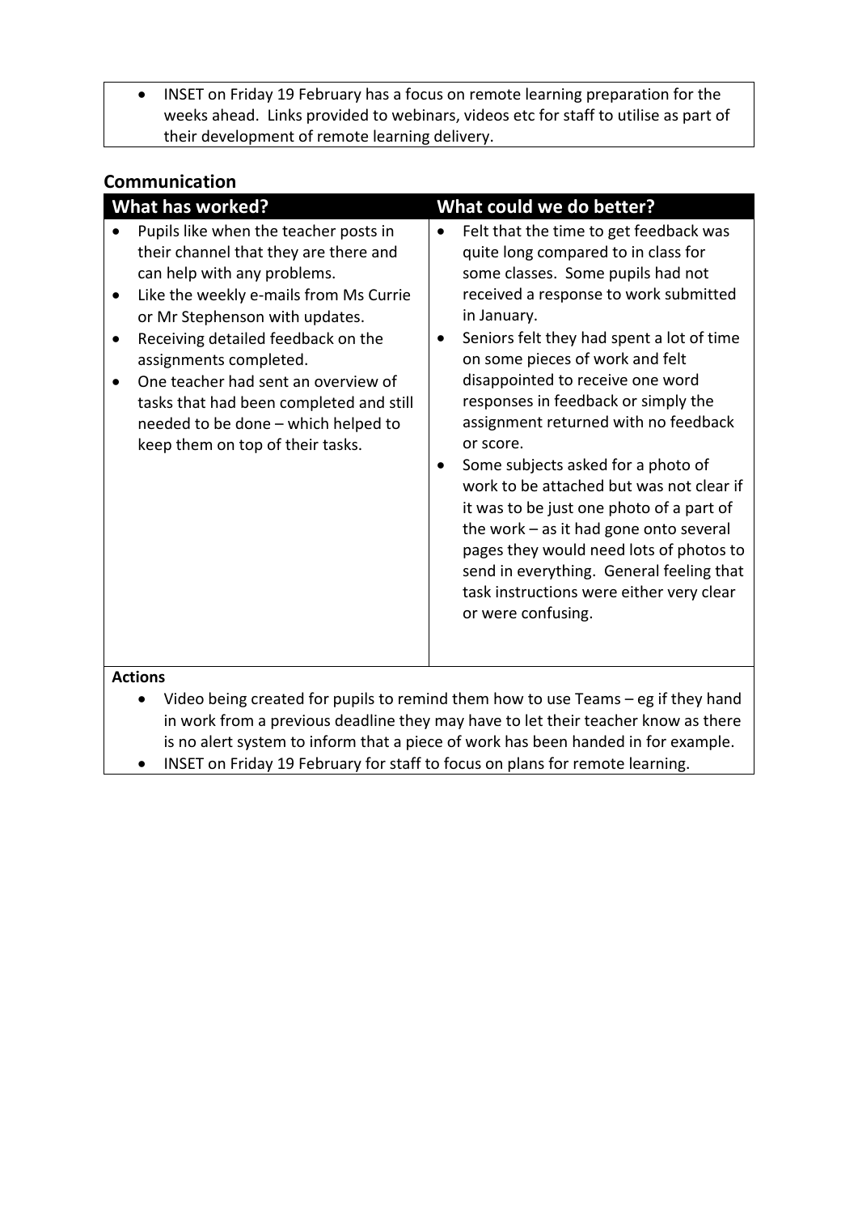- INSET on Friday 19 February has a focus on remote learning preparation for the weeks ahead. Links provided to webinars, videos etc for staff to utilise as part of their development of remote learning delivery.

## Communication

| What has worked? | What could we do better? |
|---|---|
| • Pupils like when the teacher posts in their channel that they are there and can help with any problems.<br>• Like the weekly e-mails from Ms Currie or Mr Stephenson with updates.<br>• Receiving detailed feedback on the assignments completed.<br>• One teacher had sent an overview of tasks that had been completed and still needed to be done – which helped to keep them on top of their tasks. | • Felt that the time to get feedback was quite long compared to in class for some classes. Some pupils had not received a response to work submitted in January.<br>• Seniors felt they had spent a lot of time on some pieces of work and felt disappointed to receive one word responses in feedback or simply the assignment returned with no feedback or score.<br>• Some subjects asked for a photo of work to be attached but was not clear if it was to be just one photo of a part of the work – as it had gone onto several pages they would need lots of photos to send in everything. General feeling that task instructions were either very clear or were confusing. |

**Actions**

- Video being created for pupils to remind them how to use Teams – eg if they hand in work from a previous deadline they may have to let their teacher know as there is no alert system to inform that a piece of work has been handed in for example.
- INSET on Friday 19 February for staff to focus on plans for remote learning.